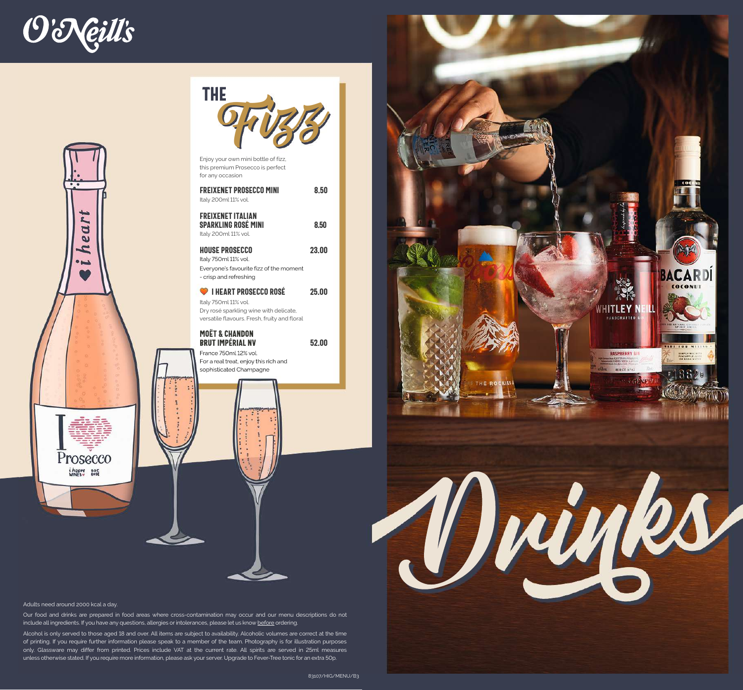# O'Neill's

## THE Fizz

Enjoy your own mini bottle of fizz, this premium Prosecco is perfect for any occasion

**FREIXENET PROSECCO MINI** — 8.50
Italy 200ml 11% vol.

**FREIXENET ITALIAN SPARKLING ROSÉ MINI** — 8.50
Italy 200ml 11% vol.

**HOUSE PROSECCO** — 23.00
Italy 750ml 11% vol.
Everyone's favourite fizz of the moment - crisp and refreshing

**I HEART PROSECCO ROSÉ** — 25.00
Italy 750ml 11% vol.
Dry rosé sparkling wine with delicate, versatile flavours. Fresh, fruity and floral

**MOËT & CHANDON BRUT IMPÉRIAL NV** — 52.00
France 750ml 12% vol.
For a real treat, enjoy this rich and sophisticated Champagne

# Drinks

Adults need around 2000 kcal a day.

Our food and drinks are prepared in food areas where cross-contamination may occur and our menu descriptions do not include all ingredients. If you have any questions, allergies or intolerances, please let us know before ordering.

Alcohol is only served to those aged 18 and over. All items are subject to availability. Alcoholic volumes are correct at the time of printing. If you require further information please speak to a member of the team. Photography is for illustration purposes only. Glassware may differ from printed. Prices include VAT at the current rate. All spirits are served in 25ml measures unless otherwise stated. If you require more information, please ask your server. Upgrade to Fever-Tree tonic for an extra 50p.

83107/HIG/MENU/B3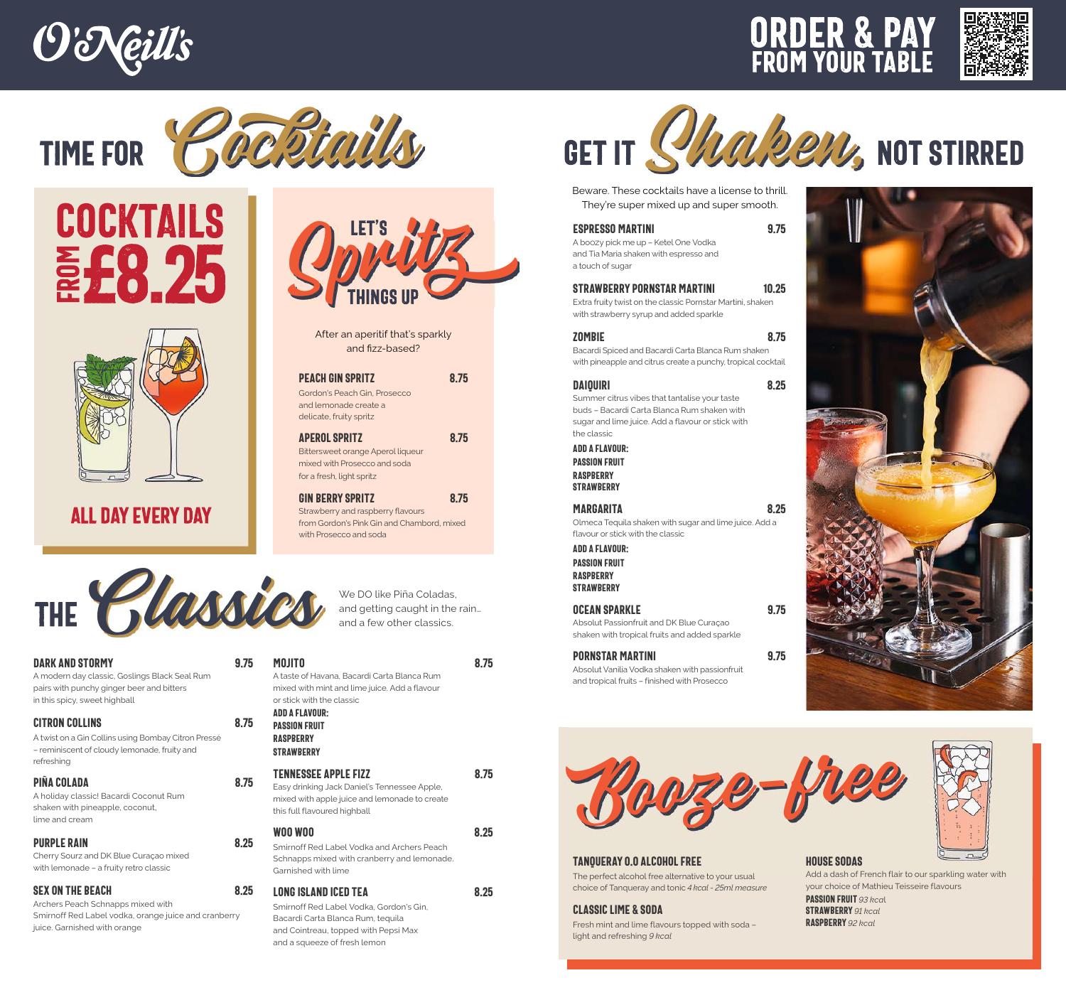# O'Neill's

## ORDER & PAY FROM YOUR TABLE

# TIME FOR Cocktails

## COCKTAILS FROM £8.25

ALL DAY EVERY DAY

## LET'S Spritz THINGS UP

After an aperitif that's sparkly and fizz-based?

**PEACH GIN SPRITZ** 8.75
Gordon's Peach Gin, Prosecco and lemonade create a delicate, fruity spritz

**APEROL SPRITZ** 8.75
Bittersweet orange Aperol liqueur mixed with Prosecco and soda for a fresh, light spritz

**GIN BERRY SPRITZ** 8.75
Strawberry and raspberry flavours from Gordon's Pink Gin and Chambord, mixed with Prosecco and soda

## THE Classics

We DO like Piña Coladas, and getting caught in the rain… and a few other classics.

**DARK AND STORMY** 9.75
A modern day classic, Goslings Black Seal Rum pairs with punchy ginger beer and bitters in this spicy, sweet highball

**CITRON COLLINS** 8.75
A twist on a Gin Collins using Bombay Citron Pressé – reminiscent of cloudy lemonade, fruity and refreshing

**PIÑA COLADA** 8.75
A holiday classic! Bacardi Coconut Rum shaken with pineapple, coconut, lime and cream

**PURPLE RAIN** 8.25
Cherry Sourz and DK Blue Curaçao mixed with lemonade – a fruity retro classic

**SEX ON THE BEACH** 8.25
Archers Peach Schnapps mixed with Smirnoff Red Label vodka, orange juice and cranberry juice. Garnished with orange

**MOJITO** 8.75
A taste of Havana, Bacardi Carta Blanca Rum mixed with mint and lime juice. Add a flavour or stick with the classic

**ADD A FLAVOUR:**
PASSION FRUIT
RASPBERRY
STRAWBERRY

**TENNESSEE APPLE FIZZ** 8.75
Easy drinking Jack Daniel's Tennessee Apple, mixed with apple juice and lemonade to create this full flavoured highball

**WOO WOO** 8.25
Smirnoff Red Label Vodka and Archers Peach Schnapps mixed with cranberry and lemonade. Garnished with lime

**LONG ISLAND ICED TEA** 8.25
Smirnoff Red Label Vodka, Gordon's Gin, Bacardi Carta Blanca Rum, tequila and Cointreau, topped with Pepsi Max and a squeeze of fresh lemon

# GET IT Shaken, NOT STIRRED

Beware. These cocktails have a license to thrill. They're super mixed up and super smooth.

**ESPRESSO MARTINI** 9.75
A boozy pick me up – Ketel One Vodka and Tia Maria shaken with espresso and a touch of sugar

**STRAWBERRY PORNSTAR MARTINI** 10.25
Extra fruity twist on the classic Pornstar Martini, shaken with strawberry syrup and added sparkle

**ZOMBIE** 8.75
Bacardi Spiced and Bacardi Carta Blanca Rum shaken with pineapple and citrus create a punchy, tropical cocktail

**DAIQUIRI** 8.25
Summer citrus vibes that tantalise your taste buds – Bacardi Carta Blanca Rum shaken with sugar and lime juice. Add a flavour or stick with the classic

**ADD A FLAVOUR:**
PASSION FRUIT
RASPBERRY
STRAWBERRY

**MARGARITA** 8.25
Olmeca Tequila shaken with sugar and lime juice. Add a flavour or stick with the classic

**ADD A FLAVOUR:**
PASSION FRUIT
RASPBERRY
STRAWBERRY

**OCEAN SPARKLE** 9.75
Absolut Passionfruit and DK Blue Curaçao shaken with tropical fruits and added sparkle

**PORNSTAR MARTINI** 9.75
Absolut Vanilia Vodka shaken with passionfruit and tropical fruits – finished with Prosecco

# Booze-free

**TANQUERAY 0.0 ALCOHOL FREE**
The perfect alcohol free alternative to your usual choice of Tanqueray and tonic *4 kcal - 25ml measure*

**CLASSIC LIME & SODA**
Fresh mint and lime flavours topped with soda – light and refreshing *9 kcal*

**HOUSE SODAS**
Add a dash of French flair to our sparkling water with your choice of Mathieu Teisseire flavours
**PASSION FRUIT** *93 kcal*
**STRAWBERRY** *91 kcal*
**RASPBERRY** *92 kcal*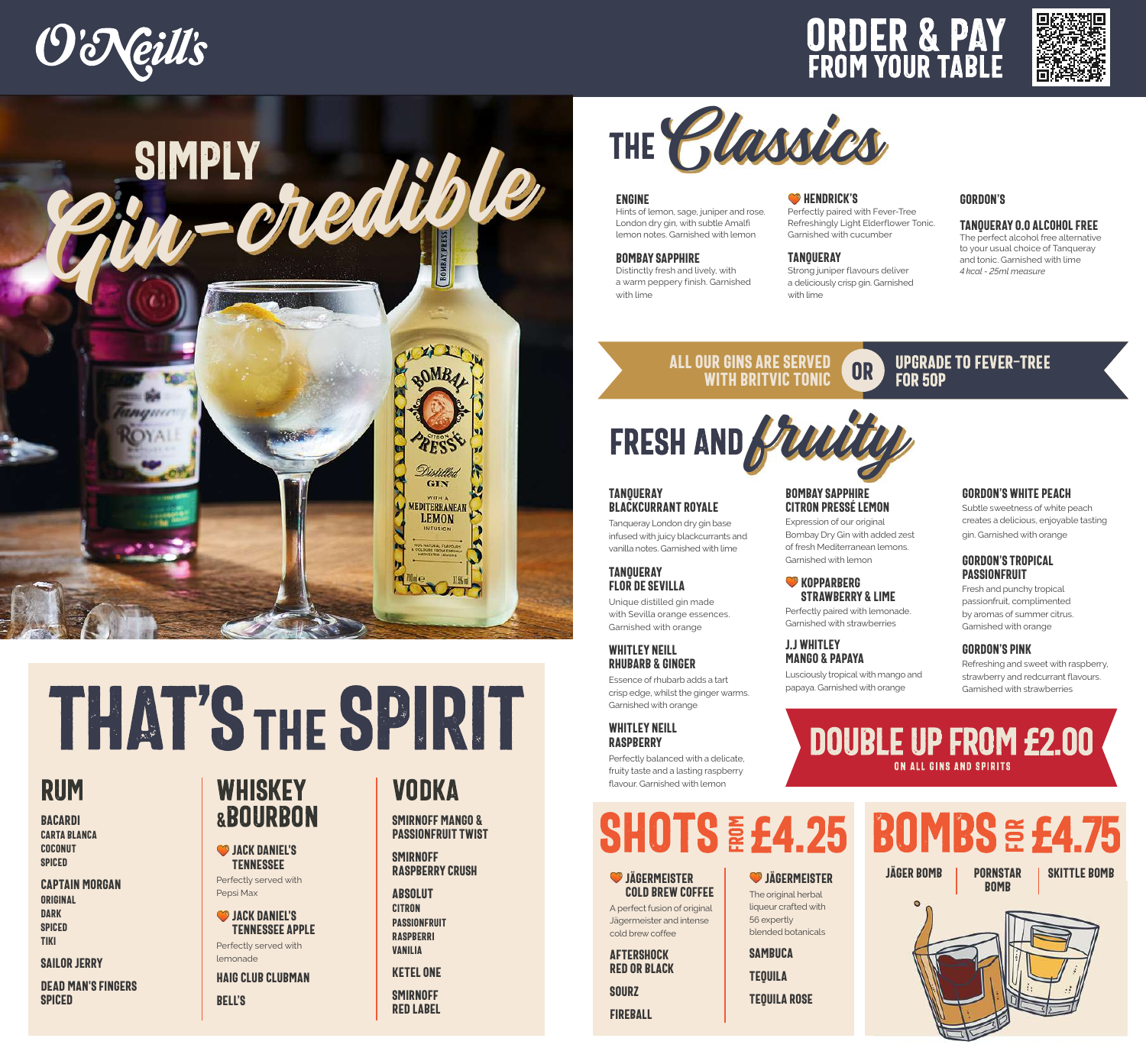# O'Neill's

**ORDER & PAY FROM YOUR TABLE**

# SIMPLY Gin-credible

## THE Classics

**ENGINE**
Hints of lemon, sage, juniper and rose. London dry gin, with subtle Amalfi lemon notes. Garnished with lemon

**BOMBAY SAPPHIRE**
Distinctly fresh and lively, with a warm peppery finish. Garnished with lime

**HENDRICK'S**
Perfectly paired with Fever-Tree Refreshingly Light Elderflower Tonic. Garnished with cucumber

**TANQUERAY**
Strong juniper flavours deliver a deliciously crisp gin. Garnished with lime

**GORDON'S**

**TANQUERAY 0.0 ALCOHOL FREE**
The perfect alcohol free alternative to your usual choice of Tanqueray and tonic. Garnished with lime
*4 kcal - 25ml measure*

**ALL OUR GINS ARE SERVED WITH BRITVIC TONIC OR UPGRADE TO FEVER-TREE FOR 50P**

## FRESH AND fruity

**TANQUERAY BLACKCURRANT ROYALE**
Tanqueray London dry gin base infused with juicy blackcurrants and vanilla notes. Garnished with lime

**TANQUERAY FLOR DE SEVILLA**
Unique distilled gin made with Sevilla orange essences. Garnished with orange

**WHITLEY NEILL RHUBARB & GINGER**
Essence of rhubarb adds a tart crisp edge, whilst the ginger warms. Garnished with orange

**WHITLEY NEILL RASPBERRY**
Perfectly balanced with a delicate, fruity taste and a lasting raspberry flavour. Garnished with lemon

**BOMBAY SAPPHIRE CITRON PRESSÉ LEMON**
Expression of our original Bombay Dry Gin with added zest of fresh Mediterranean lemons. Garnished with lemon

**KOPPARBERG STRAWBERRY & LIME**
Perfectly paired with lemonade. Garnished with strawberries

**J.J WHITLEY MANGO & PAPAYA**
Lusciously tropical with mango and papaya. Garnished with orange

**GORDON'S WHITE PEACH**
Subtle sweetness of white peach creates a delicious, enjoyable tasting gin. Garnished with orange

**GORDON'S TROPICAL PASSIONFRUIT**
Fresh and punchy tropical passionfruit, complimented by aromas of summer citrus. Garnished with orange

**GORDON'S PINK**
Refreshing and sweet with raspberry, strawberry and redcurrant flavours. Garnished with strawberries

**DOUBLE UP FROM £2.00**
ON ALL GINS AND SPIRITS

# THAT'S THE SPIRIT

## RUM

**BACARDI**
CARTA BLANCA
COCONUT
SPICED

**CAPTAIN MORGAN**
ORIGINAL
DARK
SPICED
TIKI

**SAILOR JERRY**

**DEAD MAN'S FINGERS SPICED**

## WHISKEY & BOURBON

**JACK DANIEL'S TENNESSEE**
Perfectly served with Pepsi Max

**JACK DANIEL'S TENNESSEE APPLE**
Perfectly served with lemonade

**HAIG CLUB CLUBMAN**

**BELL'S**

## VODKA

**SMIRNOFF MANGO & PASSIONFRUIT TWIST**

**SMIRNOFF RASPBERRY CRUSH**

**ABSOLUT**
CITRON
PASSIONFRUIT
RASPBERRI
VANILIA

**KETEL ONE**

**SMIRNOFF RED LABEL**

## SHOTS FROM £4.25

**JÄGERMEISTER COLD BREW COFFEE**
A perfect fusion of original Jägermeister and intense cold brew coffee

**AFTERSHOCK RED OR BLACK**

**SOURZ**

**FIREBALL**

**JÄGERMEISTER**
The original herbal liqueur crafted with 56 expertly blended botanicals

**SAMBUCA**

**TEQUILA**

**TEQUILA ROSE**

## BOMBS FOR £4.75

JÄGER BOMB | PORNSTAR BOMB | SKITTLE BOMB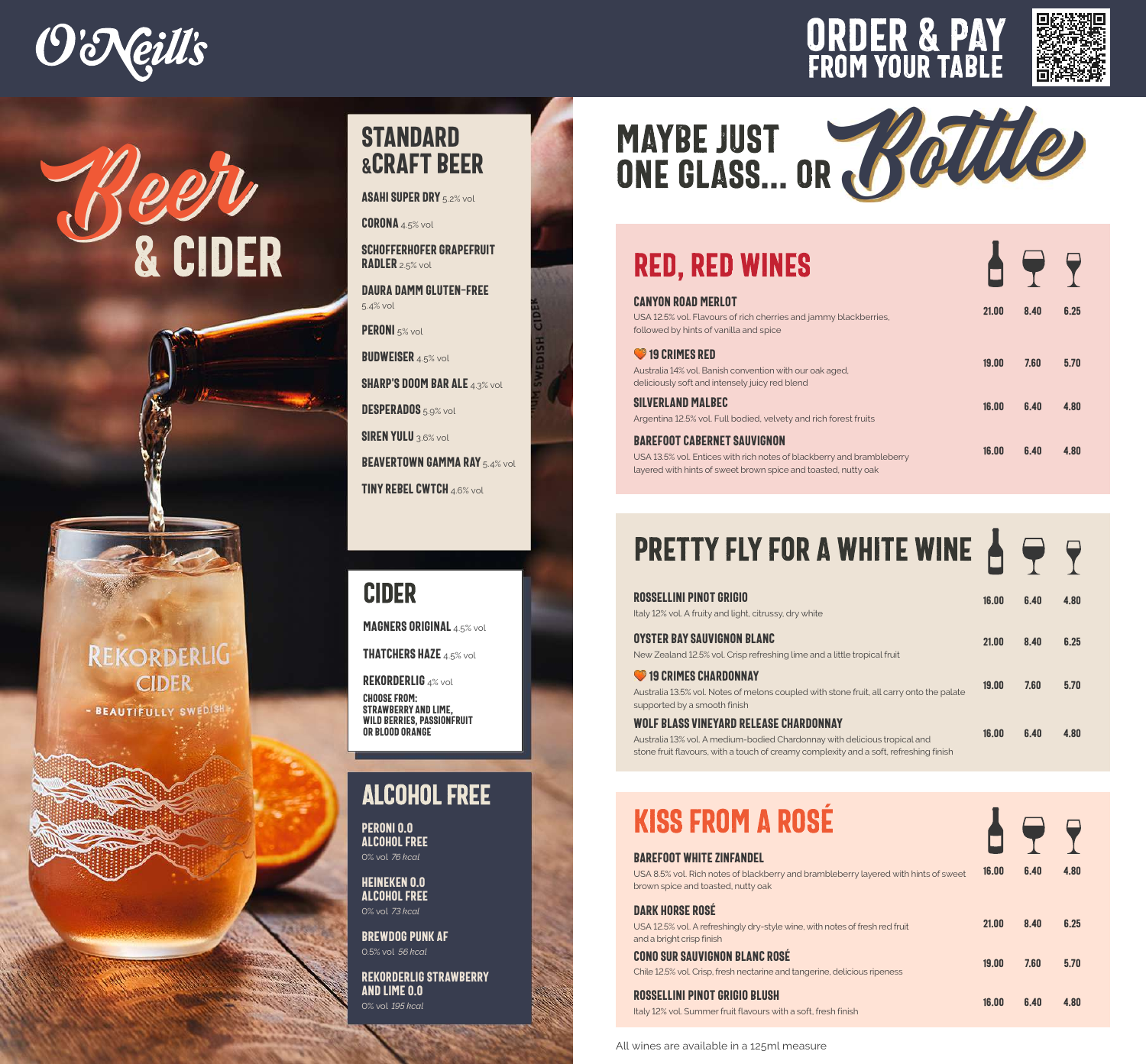O'Neill's

**ORDER & PAY FROM YOUR TABLE**

# Beer & CIDER

## STANDARD & CRAFT BEER

- **ASAHI SUPER DRY** 5.2% vol
- **CORONA** 4.5% vol
- **SCHOFFERHOFER GRAPEFRUIT RADLER** 2.5% vol
- **DAURA DAMM GLUTEN-FREE** 5.4% vol
- **PERONI** 5% vol
- **BUDWEISER** 4.5% vol
- **SHARP'S DOOM BAR ALE** 4.3% vol
- **DESPERADOS** 5.9% vol
- **SIREN YULU** 3.6% vol
- **BEAVERTOWN GAMMA RAY** 5.4% vol
- **TINY REBEL CWTCH** 4.6% vol

## CIDER

- **MAGNERS ORIGINAL** 4.5% vol
- **THATCHERS HAZE** 4.5% vol
- **REKORDERLIG** 4% vol
  CHOOSE FROM: STRAWBERRY AND LIME, WILD BERRIES, PASSIONFRUIT OR BLOOD ORANGE

## ALCOHOL FREE

- **PERONI 0.0 ALCOHOL FREE** 0% vol *76 kcal*
- **HEINEKEN 0.0 ALCOHOL FREE** 0% vol *73 kcal*
- **BREWDOG PUNK AF** 0.5% vol *56 kcal*
- **REKORDERLIG STRAWBERRY AND LIME 0.0** 0% vol *195 kcal*

# MAYBE JUST ONE GLASS... OR Bottle

## RED, RED WINES

| | Bottle | Large glass | Small glass |
|---|---|---|---|
| **CANYON ROAD MERLOT**<br>USA 12.5% vol. Flavours of rich cherries and jammy blackberries, followed by hints of vanilla and spice | 21.00 | 8.40 | 6.25 |
| **19 CRIMES RED**<br>Australia 14% vol. Banish convention with our oak aged, deliciously soft and intensely juicy red blend | 19.00 | 7.60 | 5.70 |
| **SILVERLAND MALBEC**<br>Argentina 12.5% vol. Full bodied, velvety and rich forest fruits | 16.00 | 6.40 | 4.80 |
| **BAREFOOT CABERNET SAUVIGNON**<br>USA 13.5% vol. Entices with rich notes of blackberry and brambleberry layered with hints of sweet brown spice and toasted, nutty oak | 16.00 | 6.40 | 4.80 |

## PRETTY FLY FOR A WHITE WINE

| | Bottle | Large glass | Small glass |
|---|---|---|---|
| **ROSSELLINI PINOT GRIGIO**<br>Italy 12% vol. A fruity and light, citrussy, dry white | 16.00 | 6.40 | 4.80 |
| **OYSTER BAY SAUVIGNON BLANC**<br>New Zealand 12.5% vol. Crisp refreshing lime and a little tropical fruit | 21.00 | 8.40 | 6.25 |
| **19 CRIMES CHARDONNAY**<br>Australia 13.5% vol. Notes of melons coupled with stone fruit, all carry onto the palate supported by a smooth finish | 19.00 | 7.60 | 5.70 |
| **WOLF BLASS VINEYARD RELEASE CHARDONNAY**<br>Australia 13% vol. A medium-bodied Chardonnay with delicious tropical and stone fruit flavours, with a touch of creamy complexity and a soft, refreshing finish | 16.00 | 6.40 | 4.80 |

## KISS FROM A ROSÉ

| | Bottle | Large glass | Small glass |
|---|---|---|---|
| **BAREFOOT WHITE ZINFANDEL**<br>USA 8.5% vol. Rich notes of blackberry and brambleberry layered with hints of sweet brown spice and toasted, nutty oak | 16.00 | 6.40 | 4.80 |
| **DARK HORSE ROSÉ**<br>USA 12.5% vol. A refreshingly dry-style wine, with notes of fresh red fruit and a bright crisp finish | 21.00 | 8.40 | 6.25 |
| **CONO SUR SAUVIGNON BLANC ROSÉ**<br>Chile 12.5% vol. Crisp, fresh nectarine and tangerine, delicious ripeness | 19.00 | 7.60 | 5.70 |
| **ROSSELLINI PINOT GRIGIO BLUSH**<br>Italy 12% vol. Summer fruit flavours with a soft, fresh finish | 16.00 | 6.40 | 4.80 |

All wines are available in a 125ml measure